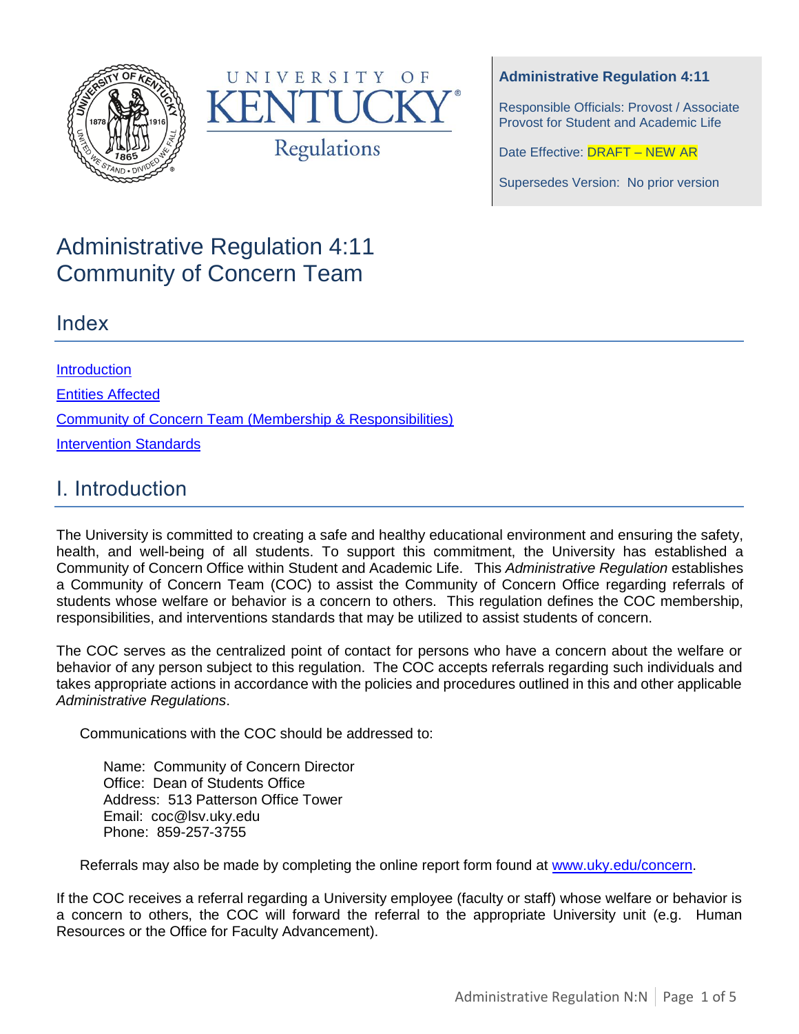UNIVERSITY OF KENTUCKY® Regulations

**Administrative Regulation 4:11**

Responsible Officials: Provost / Associate Provost for Student and Academic Life

Date Effective: DRAFT – NEW AR

Supersedes Version: No prior version

# Administrative Regulation 4:11 Community of Concern Team

## Index

[Introduction](#)

[Entities Affected](#)

[Community of Concern Team (Membership & Responsibilities)](#)

[Intervention Standards](#)

## I. Introduction

The University is committed to creating a safe and healthy educational environment and ensuring the safety, health, and well-being of all students. To support this commitment, the University has established a Community of Concern Office within Student and Academic Life. This *Administrative Regulation* establishes a Community of Concern Team (COC) to assist the Community of Concern Office regarding referrals of students whose welfare or behavior is a concern to others. This regulation defines the COC membership, responsibilities, and interventions standards that may be utilized to assist students of concern.

The COC serves as the centralized point of contact for persons who have a concern about the welfare or behavior of any person subject to this regulation. The COC accepts referrals regarding such individuals and takes appropriate actions in accordance with the policies and procedures outlined in this and other applicable *Administrative Regulations*.

Communications with the COC should be addressed to:

Name: Community of Concern Director
Office: Dean of Students Office
Address: 513 Patterson Office Tower
Email: coc@lsv.uky.edu
Phone: 859-257-3755

Referrals may also be made by completing the online report form found at [www.uky.edu/concern](www.uky.edu/concern).

If the COC receives a referral regarding a University employee (faculty or staff) whose welfare or behavior is a concern to others, the COC will forward the referral to the appropriate University unit (e.g. Human Resources or the Office for Faculty Advancement).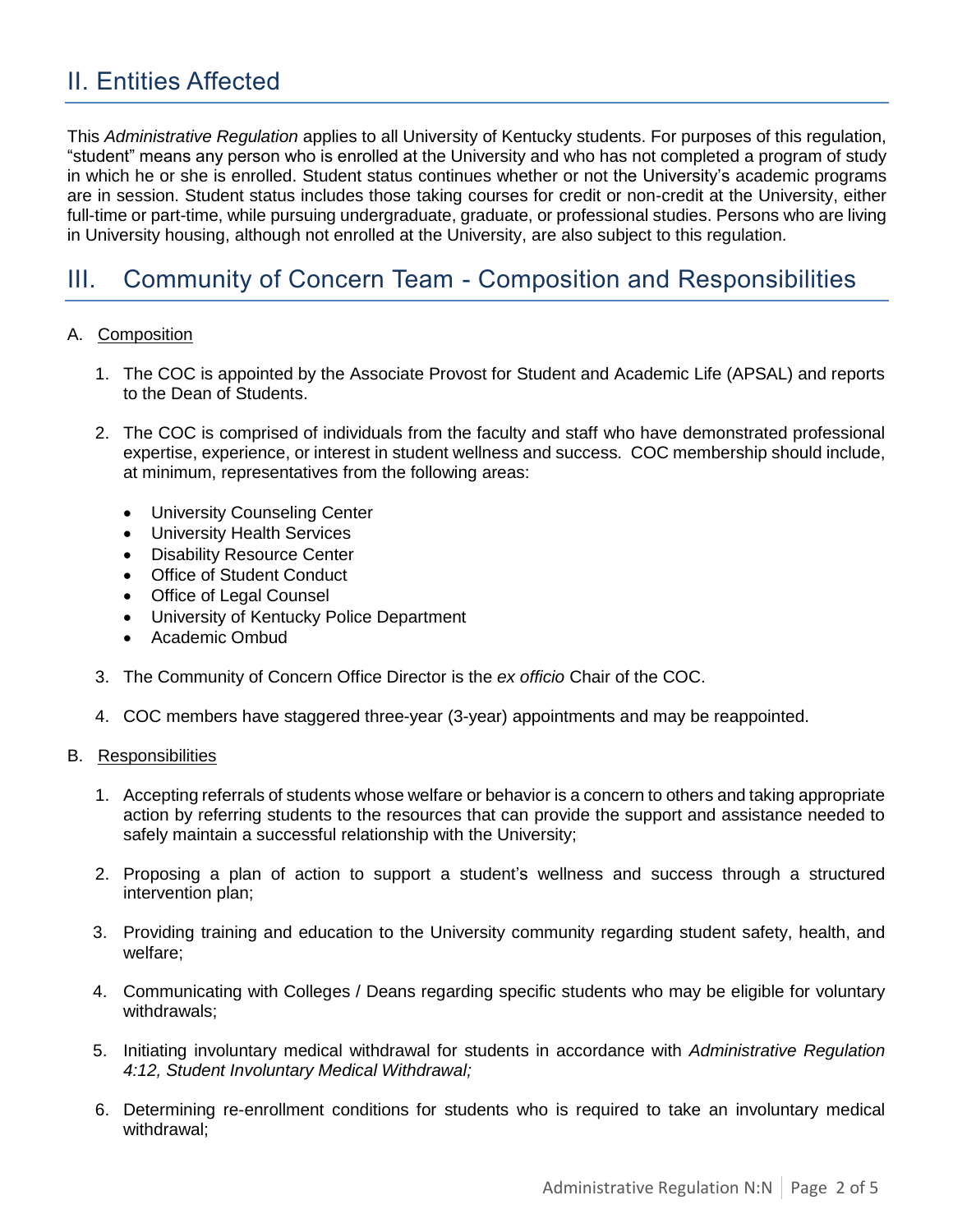## II. Entities Affected

This *Administrative Regulation* applies to all University of Kentucky students. For purposes of this regulation, "student" means any person who is enrolled at the University and who has not completed a program of study in which he or she is enrolled. Student status continues whether or not the University's academic programs are in session. Student status includes those taking courses for credit or non-credit at the University, either full-time or part-time, while pursuing undergraduate, graduate, or professional studies. Persons who are living in University housing, although not enrolled at the University, are also subject to this regulation.

## III. Community of Concern Team - Composition and Responsibilities

A. Composition

1. The COC is appointed by the Associate Provost for Student and Academic Life (APSAL) and reports to the Dean of Students.

2. The COC is comprised of individuals from the faculty and staff who have demonstrated professional expertise, experience, or interest in student wellness and success. COC membership should include, at minimum, representatives from the following areas:

   - University Counseling Center
   - University Health Services
   - Disability Resource Center
   - Office of Student Conduct
   - Office of Legal Counsel
   - University of Kentucky Police Department
   - Academic Ombud

3. The Community of Concern Office Director is the *ex officio* Chair of the COC.

4. COC members have staggered three-year (3-year) appointments and may be reappointed.

B. Responsibilities

1. Accepting referrals of students whose welfare or behavior is a concern to others and taking appropriate action by referring students to the resources that can provide the support and assistance needed to safely maintain a successful relationship with the University;

2. Proposing a plan of action to support a student's wellness and success through a structured intervention plan;

3. Providing training and education to the University community regarding student safety, health, and welfare;

4. Communicating with Colleges / Deans regarding specific students who may be eligible for voluntary withdrawals;

5. Initiating involuntary medical withdrawal for students in accordance with *Administrative Regulation 4:12, Student Involuntary Medical Withdrawal;*

6. Determining re-enrollment conditions for students who is required to take an involuntary medical withdrawal;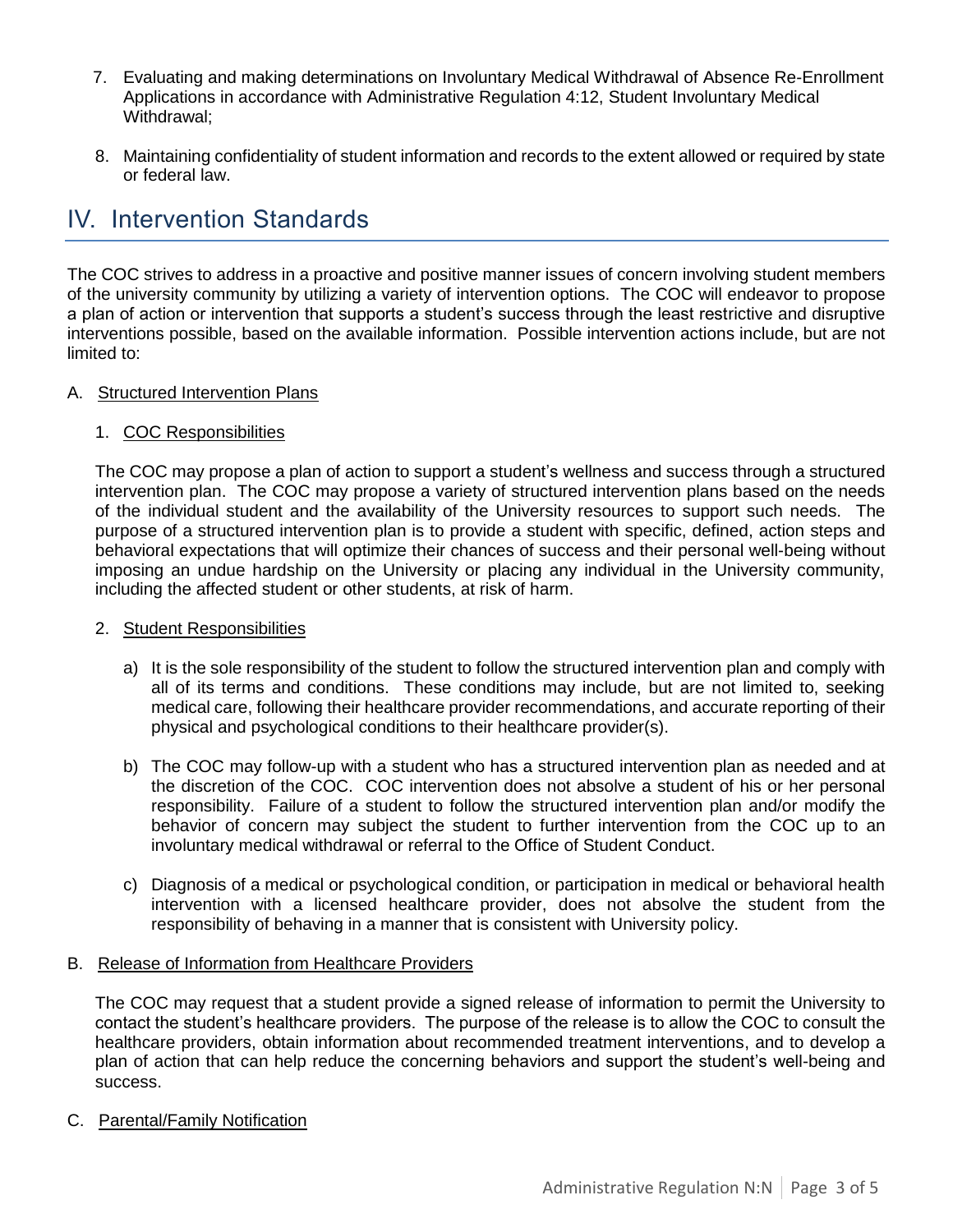7. Evaluating and making determinations on Involuntary Medical Withdrawal of Absence Re-Enrollment Applications in accordance with Administrative Regulation 4:12, Student Involuntary Medical Withdrawal;

8. Maintaining confidentiality of student information and records to the extent allowed or required by state or federal law.

## IV. Intervention Standards

The COC strives to address in a proactive and positive manner issues of concern involving student members of the university community by utilizing a variety of intervention options. The COC will endeavor to propose a plan of action or intervention that supports a student's success through the least restrictive and disruptive interventions possible, based on the available information. Possible intervention actions include, but are not limited to:

A. Structured Intervention Plans

1. COC Responsibilities

The COC may propose a plan of action to support a student's wellness and success through a structured intervention plan. The COC may propose a variety of structured intervention plans based on the needs of the individual student and the availability of the University resources to support such needs. The purpose of a structured intervention plan is to provide a student with specific, defined, action steps and behavioral expectations that will optimize their chances of success and their personal well-being without imposing an undue hardship on the University or placing any individual in the University community, including the affected student or other students, at risk of harm.

2. Student Responsibilities

a) It is the sole responsibility of the student to follow the structured intervention plan and comply with all of its terms and conditions. These conditions may include, but are not limited to, seeking medical care, following their healthcare provider recommendations, and accurate reporting of their physical and psychological conditions to their healthcare provider(s).

b) The COC may follow-up with a student who has a structured intervention plan as needed and at the discretion of the COC. COC intervention does not absolve a student of his or her personal responsibility. Failure of a student to follow the structured intervention plan and/or modify the behavior of concern may subject the student to further intervention from the COC up to an involuntary medical withdrawal or referral to the Office of Student Conduct.

c) Diagnosis of a medical or psychological condition, or participation in medical or behavioral health intervention with a licensed healthcare provider, does not absolve the student from the responsibility of behaving in a manner that is consistent with University policy.

B. Release of Information from Healthcare Providers

The COC may request that a student provide a signed release of information to permit the University to contact the student's healthcare providers. The purpose of the release is to allow the COC to consult the healthcare providers, obtain information about recommended treatment interventions, and to develop a plan of action that can help reduce the concerning behaviors and support the student's well-being and success.

C. Parental/Family Notification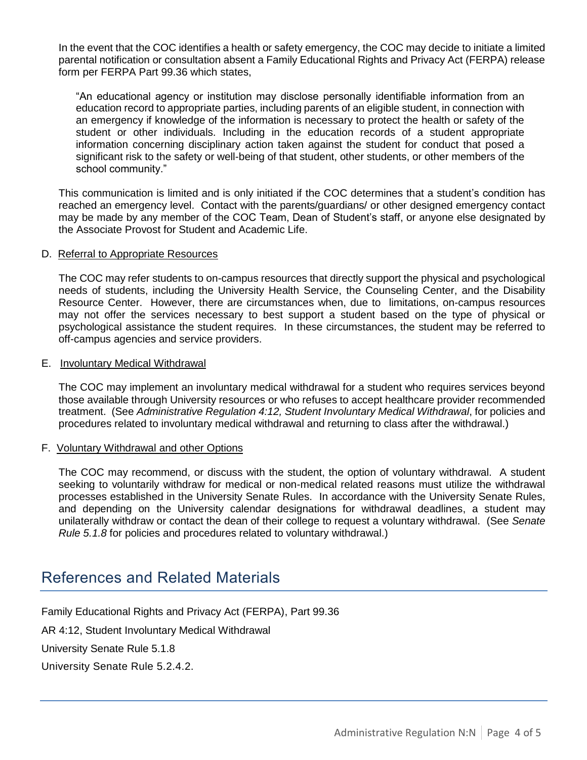In the event that the COC identifies a health or safety emergency, the COC may decide to initiate a limited parental notification or consultation absent a Family Educational Rights and Privacy Act (FERPA) release form per FERPA Part 99.36 which states,

> "An educational agency or institution may disclose personally identifiable information from an education record to appropriate parties, including parents of an eligible student, in connection with an emergency if knowledge of the information is necessary to protect the health or safety of the student or other individuals. Including in the education records of a student appropriate information concerning disciplinary action taken against the student for conduct that posed a significant risk to the safety or well-being of that student, other students, or other members of the school community."

This communication is limited and is only initiated if the COC determines that a student's condition has reached an emergency level. Contact with the parents/guardians/ or other designed emergency contact may be made by any member of the COC Team, Dean of Student's staff, or anyone else designated by the Associate Provost for Student and Academic Life.

D. Referral to Appropriate Resources

The COC may refer students to on-campus resources that directly support the physical and psychological needs of students, including the University Health Service, the Counseling Center, and the Disability Resource Center. However, there are circumstances when, due to limitations, on-campus resources may not offer the services necessary to best support a student based on the type of physical or psychological assistance the student requires. In these circumstances, the student may be referred to off-campus agencies and service providers.

E. Involuntary Medical Withdrawal

The COC may implement an involuntary medical withdrawal for a student who requires services beyond those available through University resources or who refuses to accept healthcare provider recommended treatment. (See *Administrative Regulation 4:12, Student Involuntary Medical Withdrawal*, for policies and procedures related to involuntary medical withdrawal and returning to class after the withdrawal.)

F. Voluntary Withdrawal and other Options

The COC may recommend, or discuss with the student, the option of voluntary withdrawal. A student seeking to voluntarily withdraw for medical or non-medical related reasons must utilize the withdrawal processes established in the University Senate Rules. In accordance with the University Senate Rules, and depending on the University calendar designations for withdrawal deadlines, a student may unilaterally withdraw or contact the dean of their college to request a voluntary withdrawal. (See *Senate Rule 5.1.8* for policies and procedures related to voluntary withdrawal.)

# References and Related Materials

Family Educational Rights and Privacy Act (FERPA), Part 99.36

AR 4:12, Student Involuntary Medical Withdrawal

University Senate Rule 5.1.8

University Senate Rule 5.2.4.2.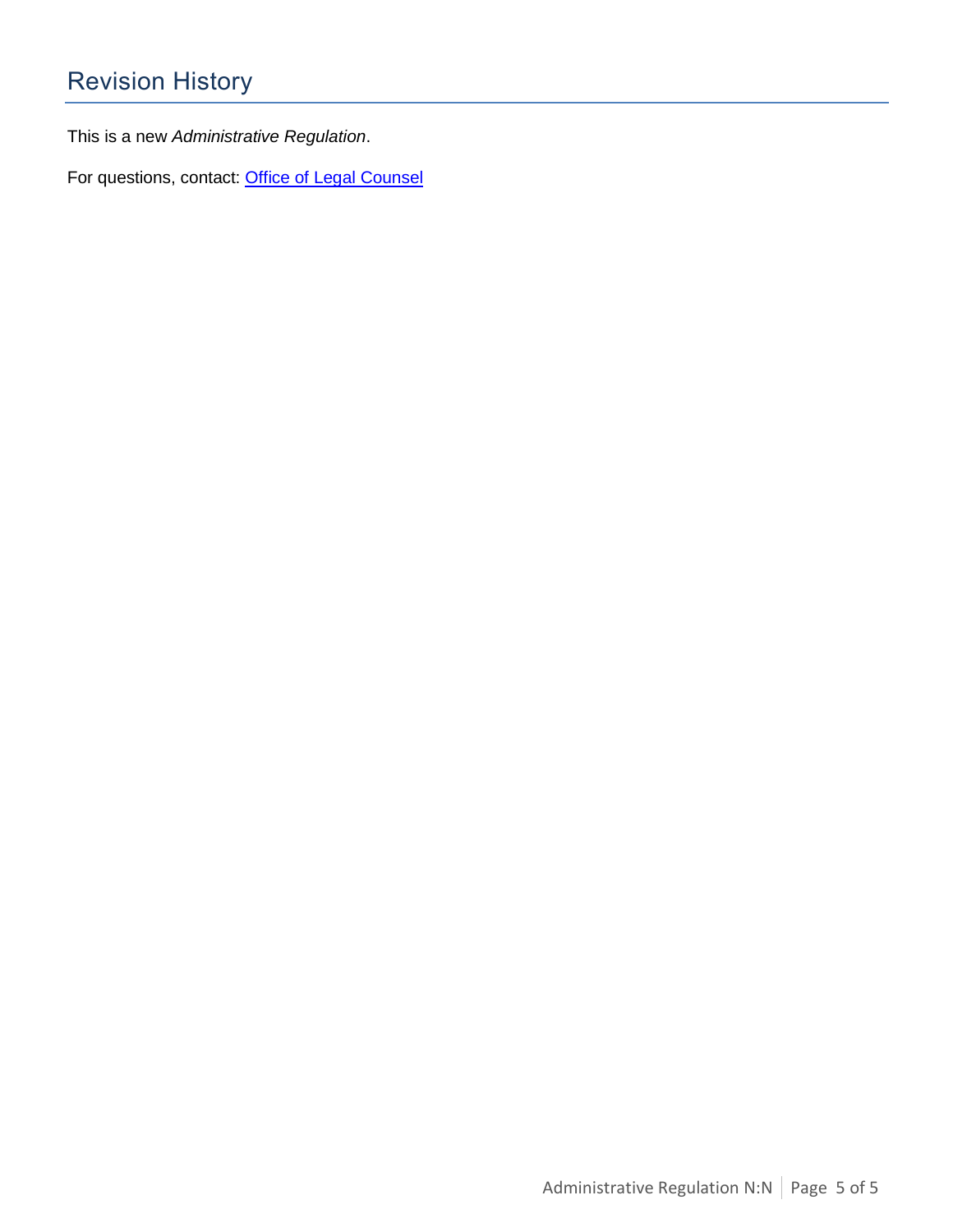## Revision History

This is a new *Administrative Regulation*.

For questions, contact: [Office of Legal Counsel]